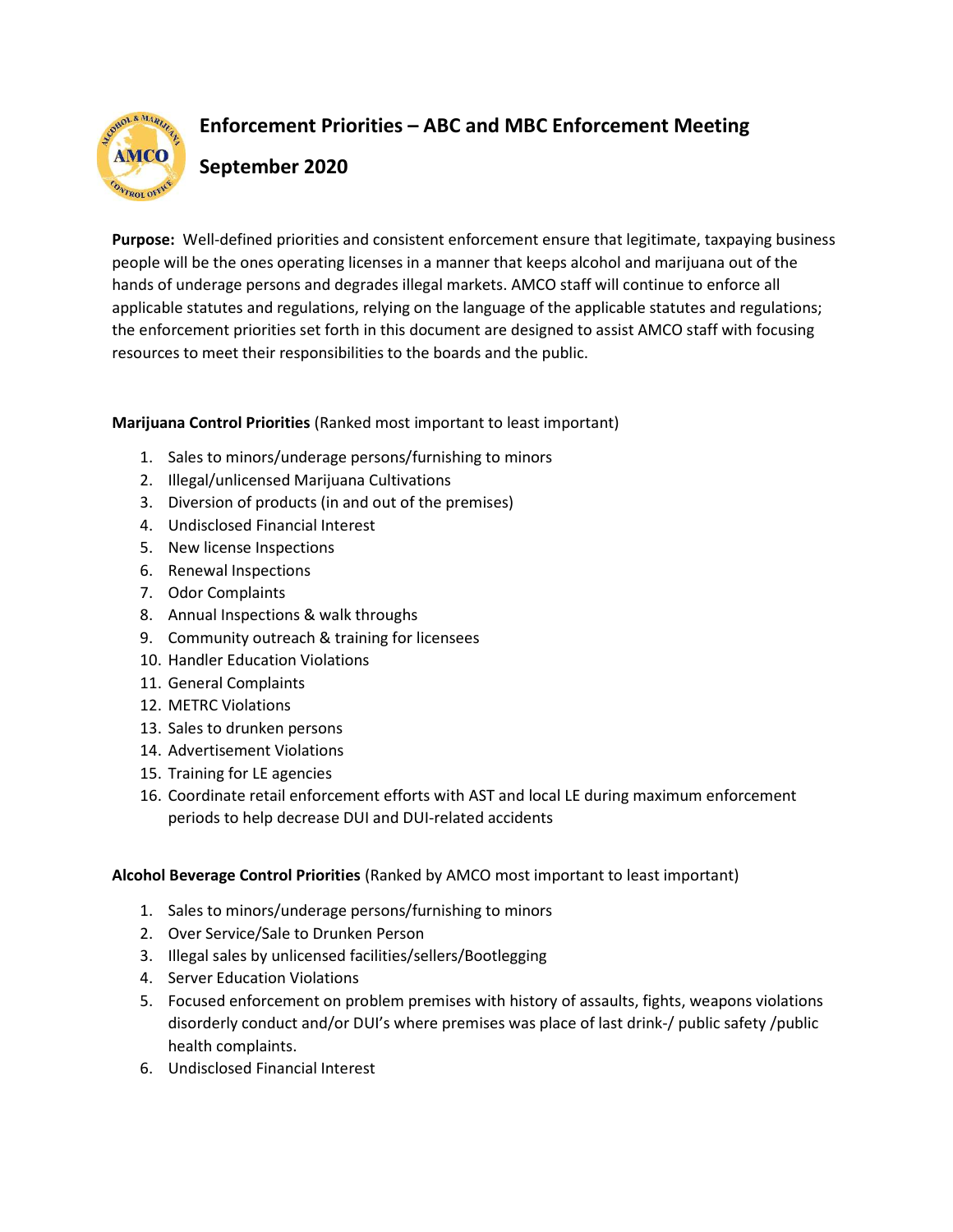# Enforcement Priorities – ABC and MBC Enforcement Meeting

## September 2020

**Purpose:** Well-defined priorities and consistent enforcement ensure that legitimate, taxpaying business people will be the ones operating licenses in a manner that keeps alcohol and marijuana out of the hands of underage persons and degrades illegal markets. AMCO staff will continue to enforce all applicable statutes and regulations, relying on the language of the applicable statutes and regulations; the enforcement priorities set forth in this document are designed to assist AMCO staff with focusing resources to meet their responsibilities to the boards and the public.

**Marijuana Control Priorities** (Ranked most important to least important)

1. Sales to minors/underage persons/furnishing to minors
2. Illegal/unlicensed Marijuana Cultivations
3. Diversion of products (in and out of the premises)
4. Undisclosed Financial Interest
5. New license Inspections
6. Renewal Inspections
7. Odor Complaints
8. Annual Inspections & walk throughs
9. Community outreach & training for licensees
10. Handler Education Violations
11. General Complaints
12. METRC Violations
13. Sales to drunken persons
14. Advertisement Violations
15. Training for LE agencies
16. Coordinate retail enforcement efforts with AST and local LE during maximum enforcement periods to help decrease DUI and DUI-related accidents

**Alcohol Beverage Control Priorities** (Ranked by AMCO most important to least important)

1. Sales to minors/underage persons/furnishing to minors
2. Over Service/Sale to Drunken Person
3. Illegal sales by unlicensed facilities/sellers/Bootlegging
4. Server Education Violations
5. Focused enforcement on problem premises with history of assaults, fights, weapons violations disorderly conduct and/or DUI's where premises was place of last drink-/ public safety /public health complaints.
6. Undisclosed Financial Interest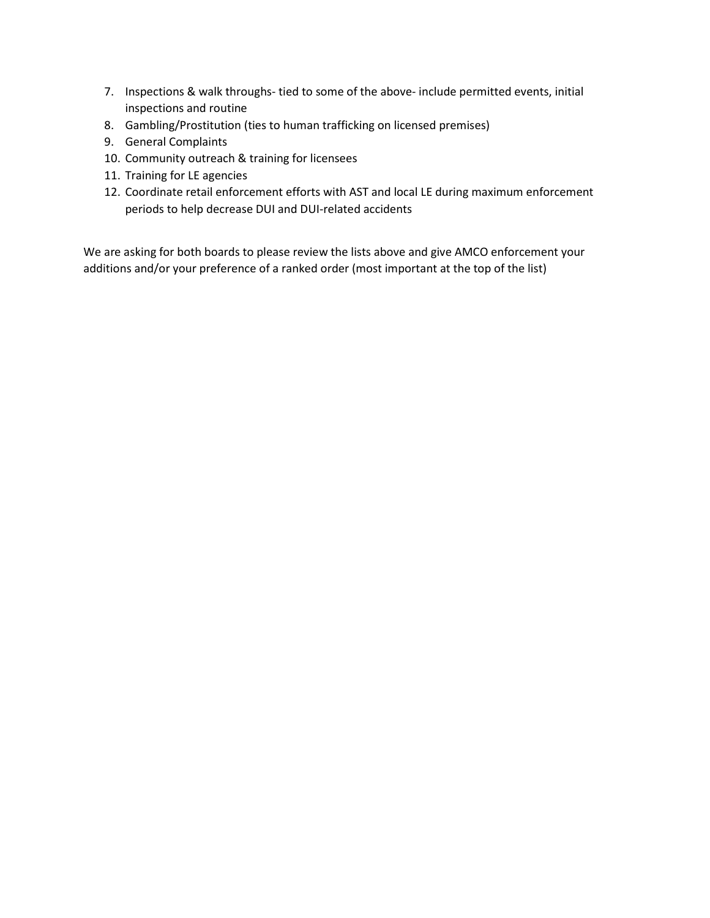7. Inspections & walk throughs- tied to some of the above- include permitted events, initial inspections and routine
8. Gambling/Prostitution (ties to human trafficking on licensed premises)
9. General Complaints
10. Community outreach & training for licensees
11. Training for LE agencies
12. Coordinate retail enforcement efforts with AST and local LE during maximum enforcement periods to help decrease DUI and DUI-related accidents

We are asking for both boards to please review the lists above and give AMCO enforcement your additions and/or your preference of a ranked order (most important at the top of the list)